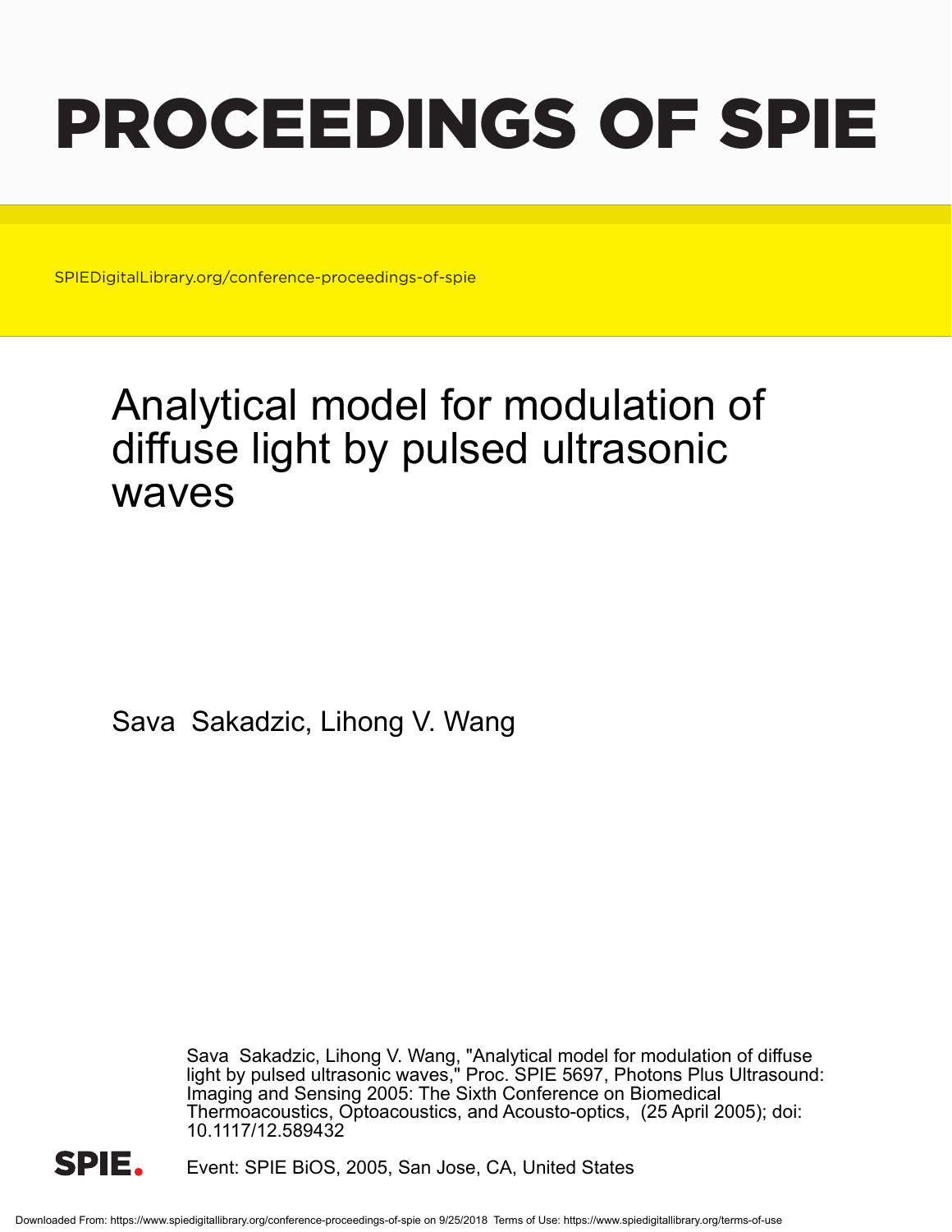# PROCEEDINGS OF SPIE

SPIEDigitalLibrary.org/conference-proceedings-of-spie

# Analytical model for modulation of diffuse light by pulsed ultrasonic waves

Sava Sakadzic, Lihong V. Wang

Sava Sakadzic, Lihong V. Wang, "Analytical model for modulation of diffuse light by pulsed ultrasonic waves," Proc. SPIE 5697, Photons Plus Ultrasound: Imaging and Sensing 2005: The Sixth Conference on Biomedical Thermoacoustics, Optoacoustics, and Acousto-optics, (25 April 2005); doi: 10.1117/12.589432

Event: SPIE BiOS, 2005, San Jose, CA, United States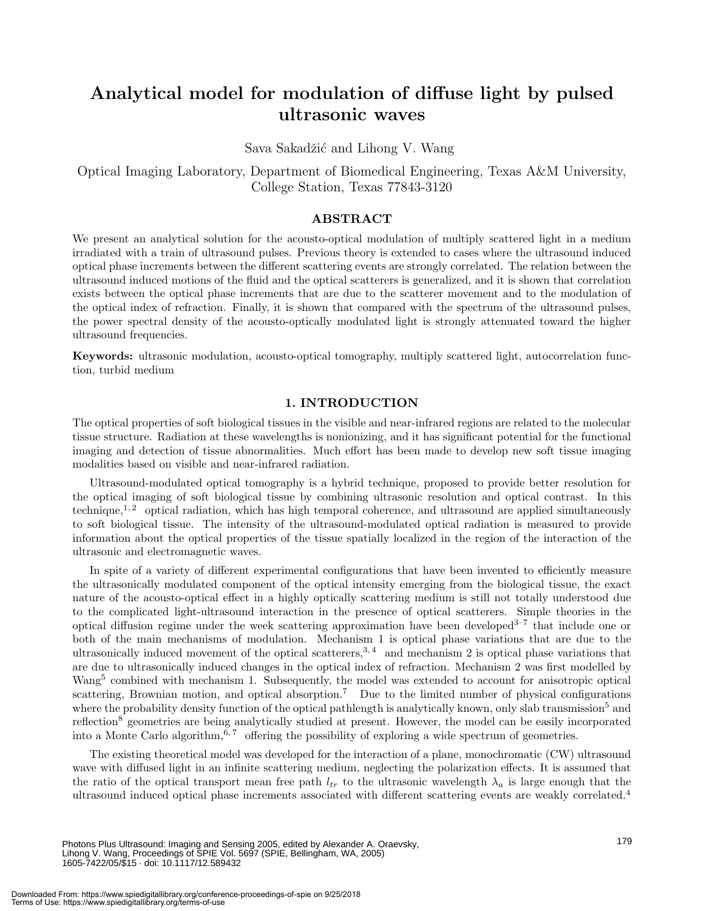# Analytical model for modulation of diffuse light by pulsed ultrasonic waves

Sava Sakadžić and Lihong V. Wang

Optical Imaging Laboratory, Department of Biomedical Engineering, Texas A&M University, College Station, Texas 77843-3120

## ABSTRACT

We present an analytical solution for the acousto-optical modulation of multiply scattered light in a medium irradiated with a train of ultrasound pulses. Previous theory is extended to cases where the ultrasound induced optical phase increments between the different scattering events are strongly correlated. The relation between the ultrasound induced motions of the fluid and the optical scatterers is generalized, and it is shown that correlation exists between the optical phase increments that are due to the scatterer movement and to the modulation of the optical index of refraction. Finally, it is shown that compared with the spectrum of the ultrasound pulses, the power spectral density of the acousto-optically modulated light is strongly attenuated toward the higher ultrasound frequencies.

**Keywords:** ultrasonic modulation, acousto-optical tomography, multiply scattered light, autocorrelation function, turbid medium

## 1. INTRODUCTION

The optical properties of soft biological tissues in the visible and near-infrared regions are related to the molecular tissue structure. Radiation at these wavelengths is nonionizing, and it has significant potential for the functional imaging and detection of tissue abnormalities. Much effort has been made to develop new soft tissue imaging modalities based on visible and near-infrared radiation.

Ultrasound-modulated optical tomography is a hybrid technique, proposed to provide better resolution for the optical imaging of soft biological tissue by combining ultrasonic resolution and optical contrast. In this technique,[1,2] optical radiation, which has high temporal coherence, and ultrasound are applied simultaneously to soft biological tissue. The intensity of the ultrasound-modulated optical radiation is measured to provide information about the optical properties of the tissue spatially localized in the region of the interaction of the ultrasonic and electromagnetic waves.

In spite of a variety of different experimental configurations that have been invented to efficiently measure the ultrasonically modulated component of the optical intensity emerging from the biological tissue, the exact nature of the acousto-optical effect in a highly optically scattering medium is still not totally understood due to the complicated light-ultrasound interaction in the presence of optical scatterers. Simple theories in the optical diffusion regime under the week scattering approximation have been developed[3–7] that include one or both of the main mechanisms of modulation. Mechanism 1 is optical phase variations that are due to the ultrasonically induced movement of the optical scatterers,[3,4] and mechanism 2 is optical phase variations that are due to ultrasonically induced changes in the optical index of refraction. Mechanism 2 was first modelled by Wang[5] combined with mechanism 1. Subsequently, the model was extended to account for anisotropic optical scattering, Brownian motion, and optical absorption.[7] Due to the limited number of physical configurations where the probability density function of the optical pathlength is analytically known, only slab transmission[5] and reflection[8] geometries are being analytically studied at present. However, the model can be easily incorporated into a Monte Carlo algorithm,[6,7] offering the possibility of exploring a wide spectrum of geometries.

The existing theoretical model was developed for the interaction of a plane, monochromatic (CW) ultrasound wave with diffused light in an infinite scattering medium, neglecting the polarization effects. It is assumed that the ratio of the optical transport mean free path $l_{tr}$ to the ultrasonic wavelength $\lambda_a$ is large enough that the ultrasound induced optical phase increments associated with different scattering events are weakly correlated.[4]

Photons Plus Ultrasound: Imaging and Sensing 2005, edited by Alexander A. Oraevsky, Lihong V. Wang, Proceedings of SPIE Vol. 5697 (SPIE, Bellingham, WA, 2005)
1605-7422/05/$15 · doi: 10.1117/12.589432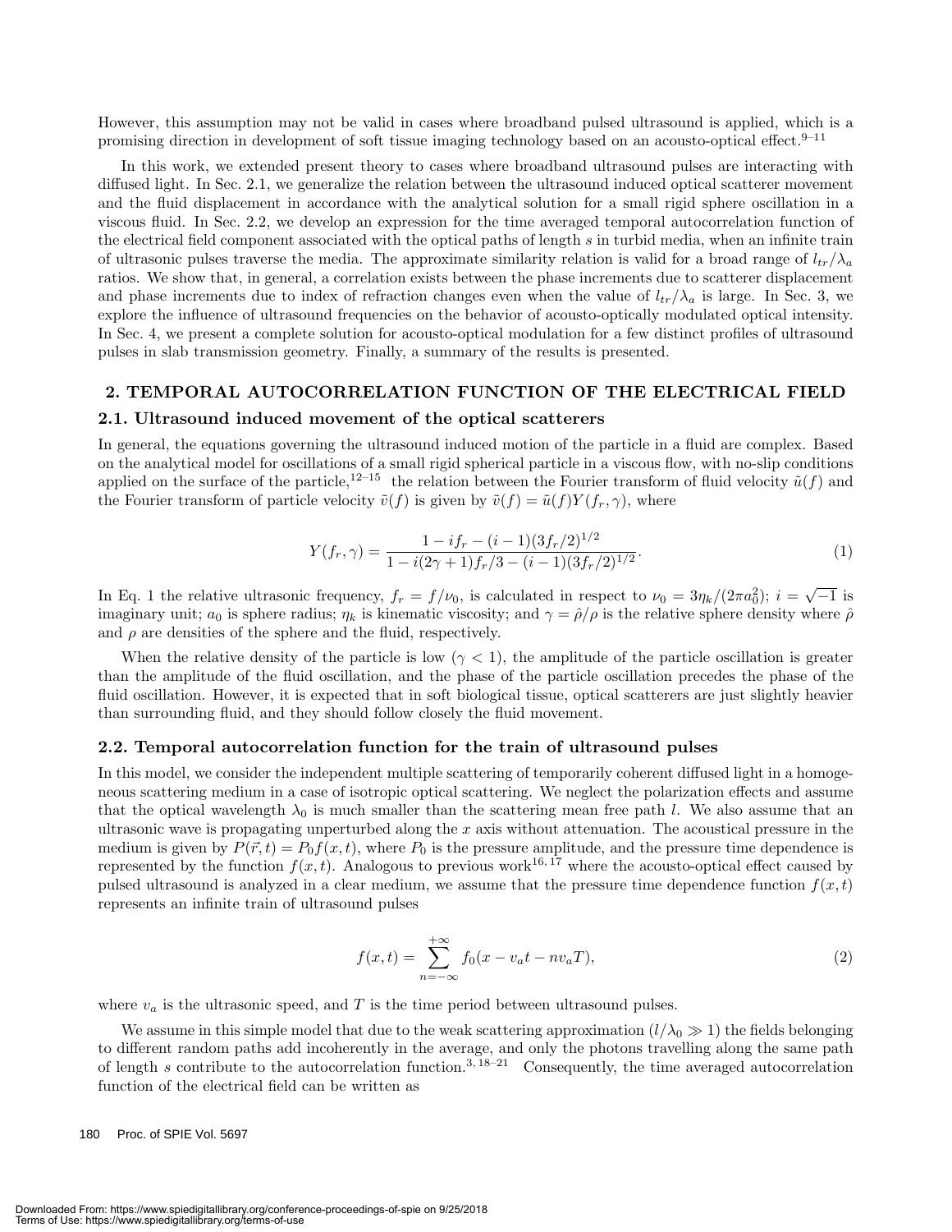However, this assumption may not be valid in cases where broadband pulsed ultrasound is applied, which is a promising direction in development of soft tissue imaging technology based on an acousto-optical effect.[9–11]

In this work, we extended present theory to cases where broadband ultrasound pulses are interacting with diffused light. In Sec. 2.1, we generalize the relation between the ultrasound induced optical scatterer movement and the fluid displacement in accordance with the analytical solution for a small rigid sphere oscillation in a viscous fluid. In Sec. 2.2, we develop an expression for the time averaged temporal autocorrelation function of the electrical field component associated with the optical paths of length $s$ in turbid media, when an infinite train of ultrasonic pulses traverse the media. The approximate similarity relation is valid for a broad range of $l_{tr}/\lambda_a$ ratios. We show that, in general, a correlation exists between the phase increments due to scatterer displacement and phase increments due to index of refraction changes even when the value of $l_{tr}/\lambda_a$ is large. In Sec. 3, we explore the influence of ultrasound frequencies on the behavior of acousto-optically modulated optical intensity. In Sec. 4, we present a complete solution for acousto-optical modulation for a few distinct profiles of ultrasound pulses in slab transmission geometry. Finally, a summary of the results is presented.

## 2. TEMPORAL AUTOCORRELATION FUNCTION OF THE ELECTRICAL FIELD

### 2.1. Ultrasound induced movement of the optical scatterers

In general, the equations governing the ultrasound induced motion of the particle in a fluid are complex. Based on the analytical model for oscillations of a small rigid spherical particle in a viscous flow, with no-slip conditions applied on the surface of the particle,[12–15] the relation between the Fourier transform of fluid velocity $\tilde{u}(f)$ and the Fourier transform of particle velocity $\tilde{v}(f)$ is given by $\tilde{v}(f) = \tilde{u}(f)Y(f_r, \gamma)$, where

$$Y(f_r, \gamma) = \frac{1 - if_r - (i-1)(3f_r/2)^{1/2}}{1 - i(2\gamma+1)f_r/3 - (i-1)(3f_r/2)^{1/2}}. \tag{1}$$

In Eq. 1 the relative ultrasonic frequency, $f_r = f/\nu_0$, is calculated in respect to $\nu_0 = 3\eta_k/(2\pi a_0^2)$; $i = \sqrt{-1}$ is imaginary unit; $a_0$ is sphere radius; $\eta_k$ is kinematic viscosity; and $\gamma = \hat{\rho}/\rho$ is the relative sphere density where $\hat{\rho}$ and $\rho$ are densities of the sphere and the fluid, respectively.

When the relative density of the particle is low ($\gamma < 1$), the amplitude of the particle oscillation is greater than the amplitude of the fluid oscillation, and the phase of the particle oscillation precedes the phase of the fluid oscillation. However, it is expected that in soft biological tissue, optical scatterers are just slightly heavier than surrounding fluid, and they should follow closely the fluid movement.

### 2.2. Temporal autocorrelation function for the train of ultrasound pulses

In this model, we consider the independent multiple scattering of temporarily coherent diffused light in a homogeneous scattering medium in a case of isotropic optical scattering. We neglect the polarization effects and assume that the optical wavelength $\lambda_0$ is much smaller than the scattering mean free path $l$. We also assume that an ultrasonic wave is propagating unperturbed along the $x$ axis without attenuation. The acoustical pressure in the medium is given by $P(\vec{r}, t) = P_0 f(x, t)$, where $P_0$ is the pressure amplitude, and the pressure time dependence is represented by the function $f(x, t)$. Analogous to previous work[16,17] where the acousto-optical effect caused by pulsed ultrasound is analyzed in a clear medium, we assume that the pressure time dependence function $f(x, t)$ represents an infinite train of ultrasound pulses

$$f(x, t) = \sum_{n=-\infty}^{+\infty} f_0(x - v_a t - n v_a T), \tag{2}$$

where $v_a$ is the ultrasonic speed, and $T$ is the time period between ultrasound pulses.

We assume in this simple model that due to the weak scattering approximation ($l/\lambda_0 \gg 1$) the fields belonging to different random paths add incoherently in the average, and only the photons travelling along the same path of length $s$ contribute to the autocorrelation function.[3,18–21] Consequently, the time averaged autocorrelation function of the electrical field can be written as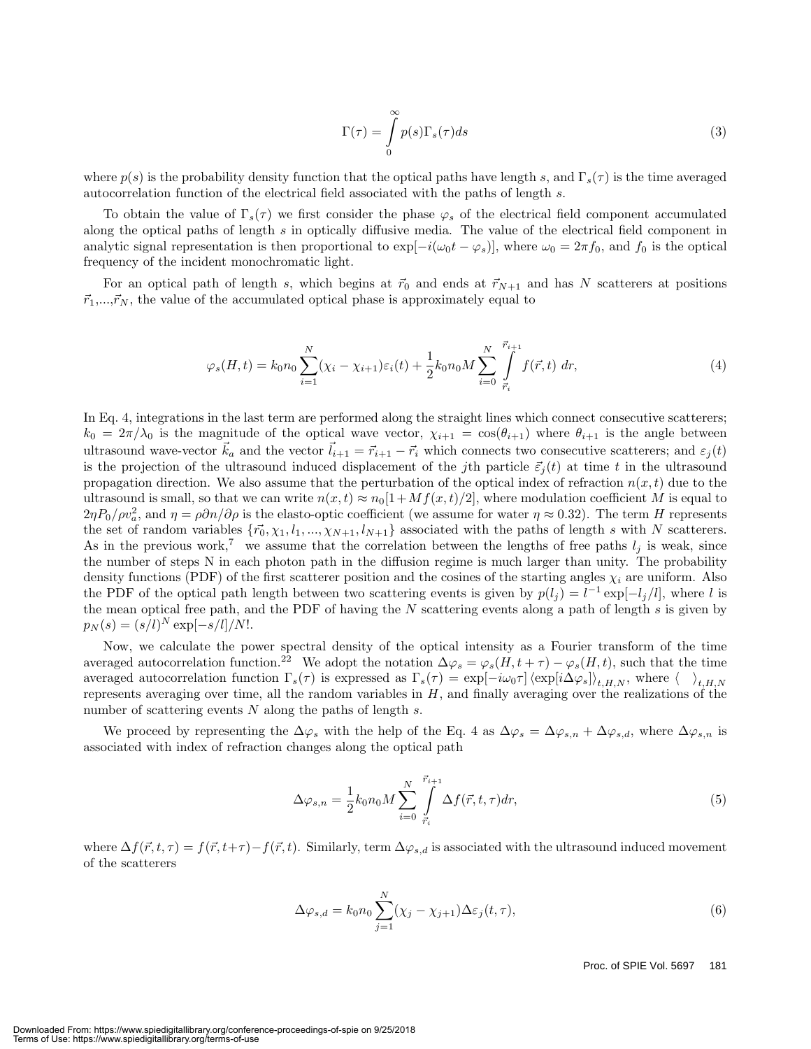$$\Gamma(\tau) = \int_{0}^{\infty} p(s)\Gamma_s(\tau) ds \tag{3}$$

where $p(s)$ is the probability density function that the optical paths have length $s$, and $\Gamma_s(\tau)$ is the time averaged autocorrelation function of the electrical field associated with the paths of length $s$.

To obtain the value of $\Gamma_s(\tau)$ we first consider the phase $\varphi_s$ of the electrical field component accumulated along the optical paths of length $s$ in optically diffusive media. The value of the electrical field component in analytic signal representation is then proportional to $\exp[-i(\omega_0 t - \varphi_s)]$, where $\omega_0 = 2\pi f_0$, and $f_0$ is the optical frequency of the incident monochromatic light.

For an optical path of length $s$, which begins at $\vec{r}_0$ and ends at $\vec{r}_{N+1}$ and has $N$ scatterers at positions $\vec{r}_1$,...,$\vec{r}_N$, the value of the accumulated optical phase is approximately equal to

$$\varphi_s(H,t) = k_0 n_0 \sum_{i=1}^{N} (\chi_i - \chi_{i+1})\varepsilon_i(t) + \frac{1}{2} k_0 n_0 M \sum_{i=0}^{N} \int_{\vec{r}_i}^{\vec{r}_{i+1}} f(\vec{r},t)\ dr, \tag{4}$$

In Eq. 4, integrations in the last term are performed along the straight lines which connect consecutive scatterers; $k_0 = 2\pi/\lambda_0$ is the magnitude of the optical wave vector, $\chi_{i+1} = \cos(\theta_{i+1})$ where $\theta_{i+1}$ is the angle between ultrasound wave-vector $\vec{k}_a$ and the vector $\vec{l}_{i+1} = \vec{r}_{i+1} - \vec{r}_i$ which connects two consecutive scatterers; and $\varepsilon_j(t)$ is the projection of the ultrasound induced displacement of the $j$th particle $\vec{\varepsilon}_j(t)$ at time $t$ in the ultrasound propagation direction. We also assume that the perturbation of the optical index of refraction $n(x,t)$ due to the ultrasound is small, so that we can write $n(x,t) \approx n_0[1 + Mf(x,t)/2]$, where modulation coefficient $M$ is equal to $2\eta P_0/\rho v_a^2$, and $\eta = \rho \partial n/\partial \rho$ is the elasto-optic coefficient (we assume for water $\eta \approx 0.32$). The term $H$ represents the set of random variables $\{\vec{r_0}, \chi_1, l_1, ..., \chi_{N+1}, l_{N+1}\}$ associated with the paths of length $s$ with $N$ scatterers. As in the previous work,[7] we assume that the correlation between the lengths of free paths $l_j$ is weak, since the number of steps N in each photon path in the diffusion regime is much larger than unity. The probability density functions (PDF) of the first scatterer position and the cosines of the starting angles $\chi_i$ are uniform. Also the PDF of the optical path length between two scattering events is given by $p(l_j) = l^{-1}\exp[-l_j/l]$, where $l$ is the mean optical free path, and the PDF of having the $N$ scattering events along a path of length $s$ is given by $p_N(s) = (s/l)^N \exp[-s/l]/N!$.

Now, we calculate the power spectral density of the optical intensity as a Fourier transform of the time averaged autocorrelation function.[22] We adopt the notation $\Delta\varphi_s = \varphi_s(H, t+\tau) - \varphi_s(H,t)$, such that the time averaged autocorrelation function $\Gamma_s(\tau)$ is expressed as $\Gamma_s(\tau) = \exp[-i\omega_0\tau]\,\langle \exp[i\Delta\varphi_s]\rangle_{t,H,N}$, where $\langle\ \ \rangle_{t,H,N}$ represents averaging over time, all the random variables in $H$, and finally averaging over the realizations of the number of scattering events $N$ along the paths of length $s$.

We proceed by representing the $\Delta\varphi_s$ with the help of the Eq. 4 as $\Delta\varphi_s = \Delta\varphi_{s,n} + \Delta\varphi_{s,d}$, where $\Delta\varphi_{s,n}$ is associated with index of refraction changes along the optical path

$$\Delta\varphi_{s,n} = \frac{1}{2} k_0 n_0 M \sum_{i=0}^{N} \int_{\vec{r}_i}^{\vec{r}_{i+1}} \Delta f(\vec{r},t,\tau) dr, \tag{5}$$

where $\Delta f(\vec{r},t,\tau) = f(\vec{r},t+\tau) - f(\vec{r},t)$. Similarly, term $\Delta\varphi_{s,d}$ is associated with the ultrasound induced movement of the scatterers

$$\Delta\varphi_{s,d} = k_0 n_0 \sum_{j=1}^{N} (\chi_j - \chi_{j+1})\Delta\varepsilon_j(t,\tau), \tag{6}$$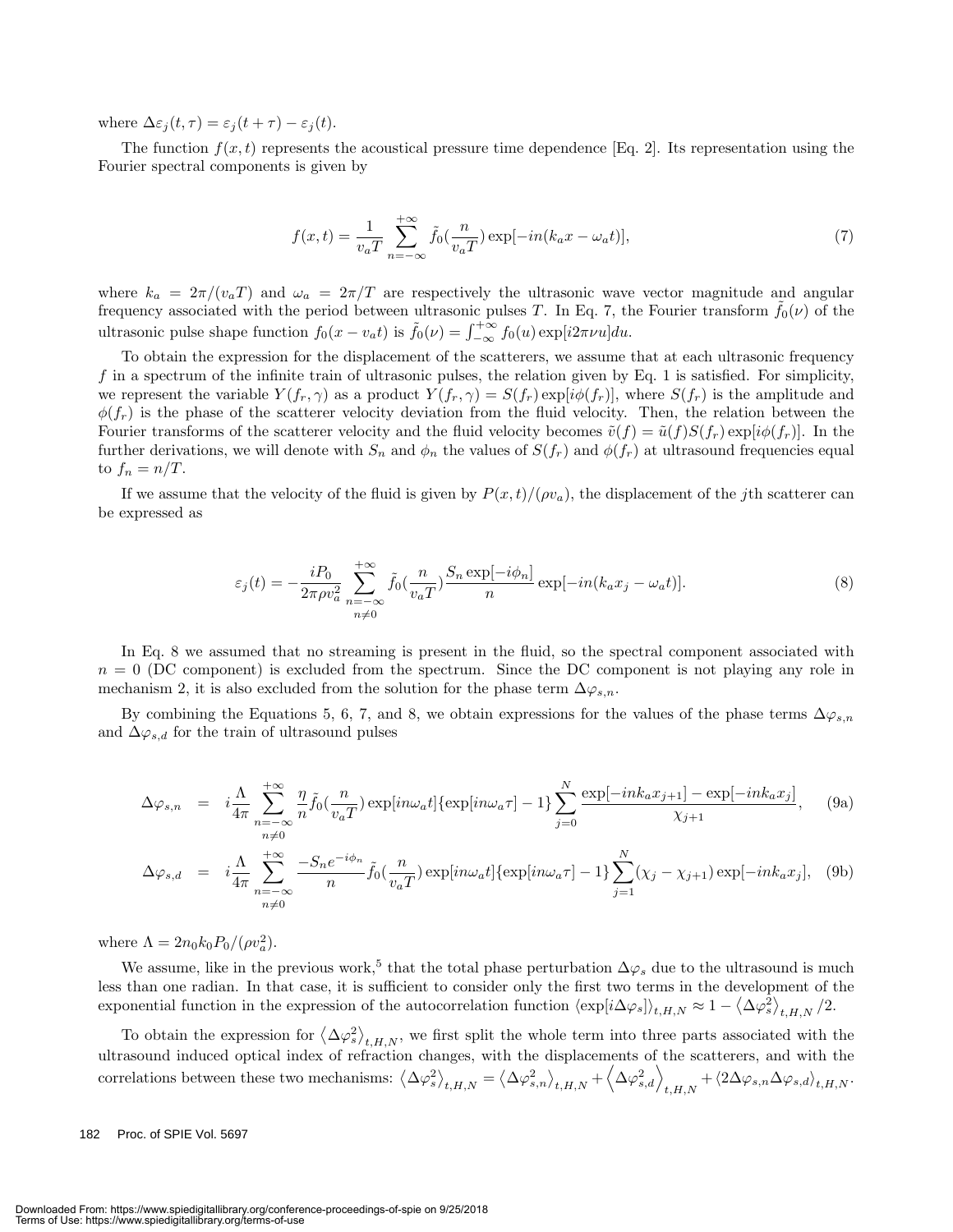where $\Delta\varepsilon_j(t,\tau) = \varepsilon_j(t+\tau) - \varepsilon_j(t)$.

The function $f(x,t)$ represents the acoustical pressure time dependence [Eq. 2]. Its representation using the Fourier spectral components is given by

$$f(x,t) = \frac{1}{v_a T} \sum_{n=-\infty}^{+\infty} \tilde{f}_0\left(\frac{n}{v_a T}\right) \exp[-in(k_a x - \omega_a t)], \tag{7}$$

where $k_a = 2\pi/(v_a T)$ and $\omega_a = 2\pi/T$ are respectively the ultrasonic wave vector magnitude and angular frequency associated with the period between ultrasonic pulses $T$. In Eq. 7, the Fourier transform $\tilde{f}_0(\nu)$ of the ultrasonic pulse shape function $f_0(x - v_a t)$ is $\tilde{f}_0(\nu) = \int_{-\infty}^{+\infty} f_0(u) \exp[i2\pi\nu u] du$.

To obtain the expression for the displacement of the scatterers, we assume that at each ultrasonic frequency $f$ in a spectrum of the infinite train of ultrasonic pulses, the relation given by Eq. 1 is satisfied. For simplicity, we represent the variable $Y(f_r,\gamma)$ as a product $Y(f_r,\gamma) = S(f_r)\exp[i\phi(f_r)]$, where $S(f_r)$ is the amplitude and $\phi(f_r)$ is the phase of the scatterer velocity deviation from the fluid velocity. Then, the relation between the Fourier transforms of the scatterer velocity and the fluid velocity becomes $\tilde{v}(f) = \tilde{u}(f) S(f_r) \exp[i\phi(f_r)]$. In the further derivations, we will denote with $S_n$ and $\phi_n$ the values of $S(f_r)$ and $\phi(f_r)$ at ultrasound frequencies equal to $f_n = n/T$.

If we assume that the velocity of the fluid is given by $P(x,t)/(\rho v_a)$, the displacement of the $j$th scatterer can be expressed as

$$\varepsilon_j(t) = -\frac{iP_0}{2\pi\rho v_a^2} \sum_{\substack{n=-\infty \\ n\neq 0}}^{+\infty} \tilde{f}_0\left(\frac{n}{v_a T}\right) \frac{S_n \exp[-i\phi_n]}{n} \exp[-in(k_a x_j - \omega_a t)]. \tag{8}$$

In Eq. 8 we assumed that no streaming is present in the fluid, so the spectral component associated with $n = 0$ (DC component) is excluded from the spectrum. Since the DC component is not playing any role in mechanism 2, it is also excluded from the solution for the phase term $\Delta\varphi_{s,n}$.

By combining the Equations 5, 6, 7, and 8, we obtain expressions for the values of the phase terms $\Delta\varphi_{s,n}$ and $\Delta\varphi_{s,d}$ for the train of ultrasound pulses

$$\Delta\varphi_{s,n} = i\frac{\Lambda}{4\pi} \sum_{\substack{n=-\infty \\ n\neq 0}}^{+\infty} \frac{\eta}{n} \tilde{f}_0\left(\frac{n}{v_a T}\right) \exp[in\omega_a t]\{\exp[in\omega_a \tau] - 1\} \sum_{j=0}^{N} \frac{\exp[-ink_a x_{j+1}] - \exp[-ink_a x_j]}{\chi_{j+1}}, \tag{9a}$$

$$\Delta\varphi_{s,d} = i\frac{\Lambda}{4\pi} \sum_{\substack{n=-\infty \\ n\neq 0}}^{+\infty} \frac{-S_n e^{-i\phi_n}}{n} \tilde{f}_0\left(\frac{n}{v_a T}\right) \exp[in\omega_a t]\{\exp[in\omega_a \tau] - 1\} \sum_{j=1}^{N} (\chi_j - \chi_{j+1}) \exp[-ink_a x_j], \tag{9b}$$

where $\Lambda = 2n_0 k_0 P_0/(\rho v_a^2)$.

We assume, like in the previous work,[5] that the total phase perturbation $\Delta\varphi_s$ due to the ultrasound is much less than one radian. In that case, it is sufficient to consider only the first two terms in the development of the exponential function in the expression of the autocorrelation function $\langle \exp[i\Delta\varphi_s] \rangle_{t,H,N} \approx 1 - \langle \Delta\varphi_s^2 \rangle_{t,H,N}/2$.

To obtain the expression for $\langle \Delta\varphi_s^2 \rangle_{t,H,N}$, we first split the whole term into three parts associated with the ultrasound induced optical index of refraction changes, with the displacements of the scatterers, and with the correlations between these two mechanisms: $\langle \Delta\varphi_s^2 \rangle_{t,H,N} = \langle \Delta\varphi_{s,n}^2 \rangle_{t,H,N} + \langle \Delta\varphi_{s,d}^2 \rangle_{t,H,N} + \langle 2\Delta\varphi_{s,n}\Delta\varphi_{s,d} \rangle_{t,H,N}$.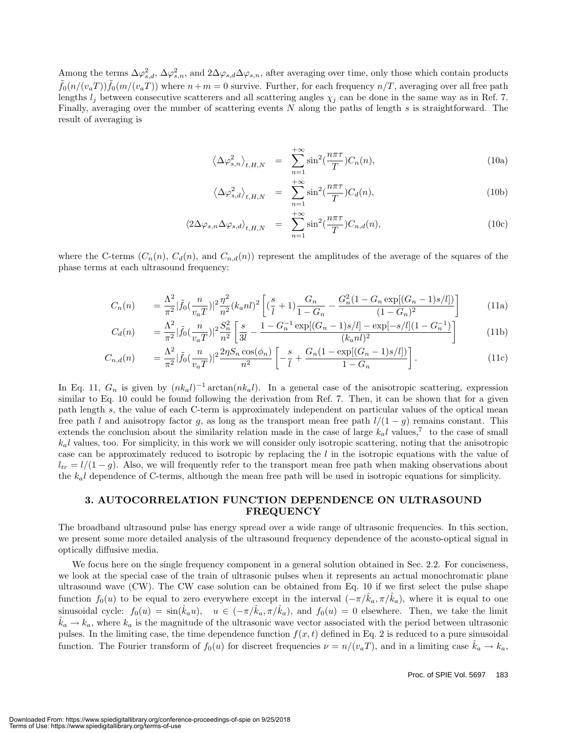Among the terms $\Delta\varphi_{s,d}^2$, $\Delta\varphi_{s,n}^2$, and $2\Delta\varphi_{s,d}\Delta\varphi_{s,n}$, after averaging over time, only those which contain products $\tilde{f}_0(n/(v_aT))\tilde{f}_0(m/(v_aT))$ where $n+m=0$ survive. Further, for each frequency $n/T$, averaging over all free path lengths $l_j$ between consecutive scatterers and all scattering angles $\chi_j$ can be done in the same way as in Ref. 7. Finally, averaging over the number of scattering events $N$ along the paths of length $s$ is straightforward. The result of averaging is

$$\left\langle \Delta\varphi_{s,n}^2 \right\rangle_{t,H,N} = \sum_{n=1}^{+\infty} \sin^2\left(\frac{n\pi\tau}{T}\right) C_n(n), \tag{10a}$$

$$\left\langle \Delta\varphi_{s,d}^2 \right\rangle_{t,H,N} = \sum_{n=1}^{+\infty} \sin^2\left(\frac{n\pi\tau}{T}\right) C_d(n), \tag{10b}$$

$$\left\langle 2\Delta\varphi_{s,n}\Delta\varphi_{s,d} \right\rangle_{t,H,N} = \sum_{n=1}^{+\infty} \sin^2\left(\frac{n\pi\tau}{T}\right) C_{n,d}(n), \tag{10c}$$

where the C-terms ($C_n(n)$, $C_d(n)$, and $C_{n,d}(n)$) represent the amplitudes of the average of the squares of the phase terms at each ultrasound frequency:

$$C_n(n) = \frac{\Lambda^2}{\pi^2}|\tilde{f}_0(\frac{n}{v_aT})|^2 \frac{\eta^2}{n^2}(k_anl)^2 \left[ (\frac{s}{l}+1)\frac{G_n}{1-G_n} - \frac{G_n^2(1-G_n\exp[(G_n-1)s/l])}{(1-G_n)^2} \right] \tag{11a}$$

$$C_d(n) = \frac{\Lambda^2}{\pi^2}|\tilde{f}_0(\frac{n}{v_aT})|^2 \frac{S_n^2}{n^2} \left[ \frac{s}{3l} - \frac{1-G_n^{-1}\exp[(G_n-1)s/l] - \exp[-s/l](1-G_n^{-1})}{(k_anl)^2} \right] \tag{11b}$$

$$C_{n,d}(n) = \frac{\Lambda^2}{\pi^2}|\tilde{f}_0(\frac{n}{v_aT})|^2 \frac{2\eta S_n\cos(\phi_n)}{n^2} \left[ -\frac{s}{l} + \frac{G_n(1-\exp[(G_n-1)s/l])}{1-G_n} \right]. \tag{11c}$$

In Eq. 11, $G_n$ is given by $(nk_al)^{-1}\arctan(nk_al)$. In a general case of the anisotropic scattering, expression similar to Eq. 10 could be found following the derivation from Ref. 7. Then, it can be shown that for a given path length $s$, the value of each C-term is approximately independent on particular values of the optical mean free path $l$ and anisotropy factor $g$, as long as the transport mean free path $l/(1-g)$ remains constant. This extends the conclusion about the similarity relation made in the case of large $k_al$ values,[7] to the case of small $k_al$ values, too. For simplicity, in this work we will consider only isotropic scattering, noting that the anisotropic case can be approximately reduced to isotropic by replacing the $l$ in the isotropic equations with the value of $l_{tr} = l/(1-g)$. Also, we will frequently refer to the transport mean free path when making observations about the $k_al$ dependence of C-terms, although the mean free path will be used in isotropic equations for simplicity.

## 3. AUTOCORRELATION FUNCTION DEPENDENCE ON ULTRASOUND FREQUENCY

The broadband ultrasound pulse has energy spread over a wide range of ultrasonic frequencies. In this section, we present some more detailed analysis of the ultrasound frequency dependence of the acousto-optical signal in optically diffusive media.

We focus here on the single frequency component in a general solution obtained in Sec. 2.2. For conciseness, we look at the special case of the train of ultrasonic pulses when it represents an actual monochromatic plane ultrasound wave (CW). The CW case solution can be obtained from Eq. 10 if we first select the pulse shape function $f_0(u)$ to be equal to zero everywhere except in the interval $(-\pi/\hat{k}_a, \pi/\hat{k}_a)$, where it is equal to one sinusoidal cycle: $f_0(u) = \sin(\hat{k}_au)$, $\quad u \in (-\pi/\hat{k}_a, \pi/\hat{k}_a)$, and $f_0(u) = 0$ elsewhere. Then, we take the limit $\hat{k}_a \to k_a$, where $k_a$ is the magnitude of the ultrasonic wave vector associated with the period between ultrasonic pulses. In the limiting case, the time dependence function $f(x,t)$ defined in Eq. 2 is reduced to a pure sinusoidal function. The Fourier transform of $f_0(u)$ for discreet frequencies $\nu = n/(v_aT)$, and in a limiting case $\hat{k}_a \to k_a$,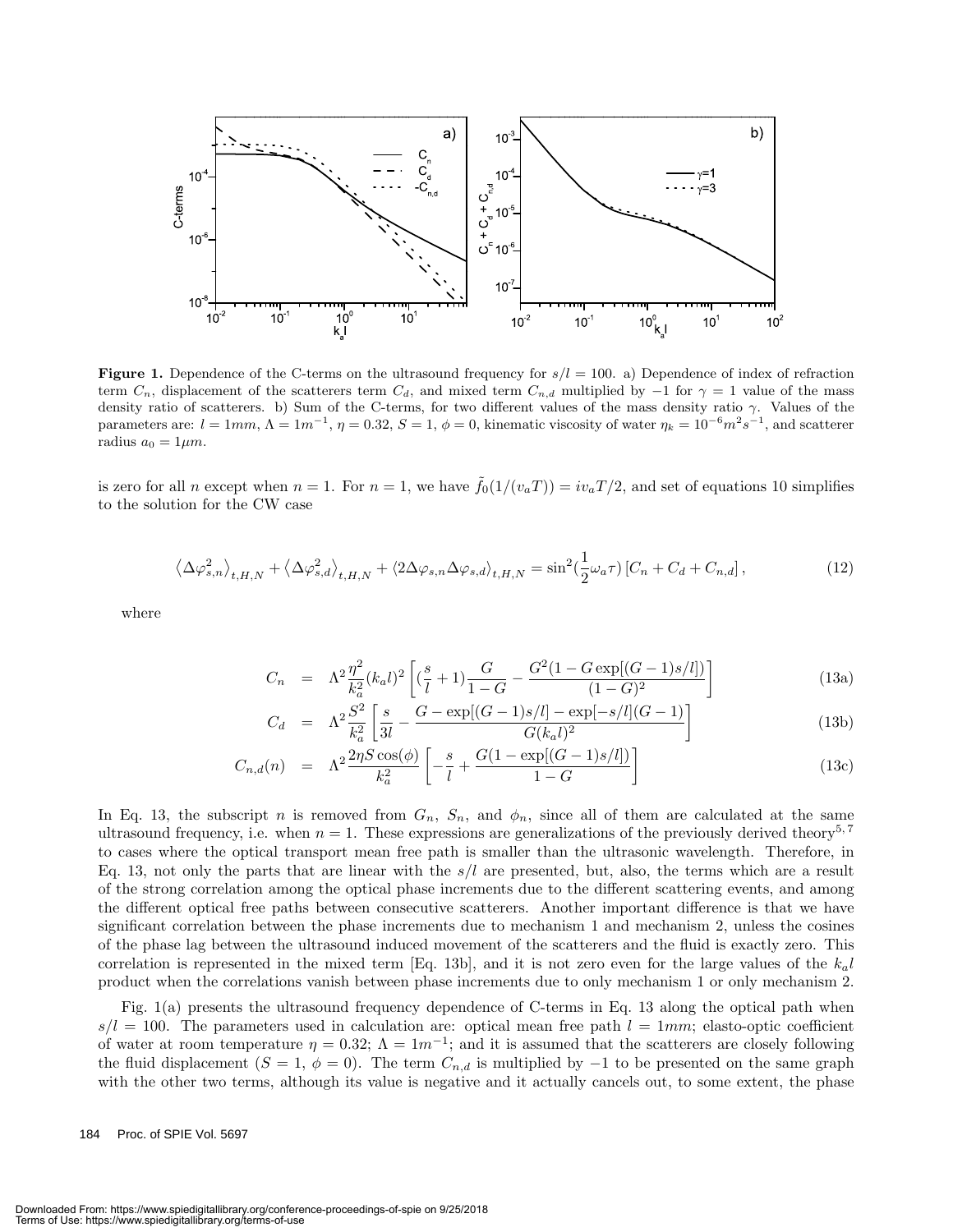**Figure 1.** Dependence of the C-terms on the ultrasound frequency for $s/l = 100$. a) Dependence of index of refraction term $C_n$, displacement of the scatterers term $C_d$, and mixed term $C_{n,d}$ multiplied by $-1$ for $\gamma = 1$ value of the mass density ratio of scatterers. b) Sum of the C-terms, for two different values of the mass density ratio $\gamma$. Values of the parameters are: $l = 1mm$, $\Lambda = 1m^{-1}$, $\eta = 0.32$, $S = 1$, $\phi = 0$, kinematic viscosity of water $\eta_k = 10^{-6}m^2s^{-1}$, and scatterer radius $a_0 = 1\mu m$.

is zero for all $n$ except when $n = 1$. For $n = 1$, we have $\tilde{f}_0(1/(v_a T)) = iv_a T/2$, and set of equations 10 simplifies to the solution for the CW case

$$\left\langle \Delta\varphi_{s,n}^2 \right\rangle_{t,H,N} + \left\langle \Delta\varphi_{s,d}^2 \right\rangle_{t,H,N} + \left\langle 2\Delta\varphi_{s,n}\Delta\varphi_{s,d} \right\rangle_{t,H,N} = \sin^2(\frac{1}{2}\omega_a \tau)\left[C_n + C_d + C_{n,d}\right], \tag{12}$$

where

$$C_n = \Lambda^2 \frac{\eta^2}{k_a^2}(k_a l)^2 \left[ (\frac{s}{l}+1)\frac{G}{1-G} - \frac{G^2(1 - G\exp[(G-1)s/l])}{(1-G)^2} \right] \tag{13a}$$

$$C_d = \Lambda^2 \frac{S^2}{k_a^2} \left[ \frac{s}{3l} - \frac{G - \exp[(G-1)s/l] - \exp[-s/l](G-1)}{G(k_a l)^2} \right] \tag{13b}$$

$$C_{n,d}(n) = \Lambda^2 \frac{2\eta S \cos(\phi)}{k_a^2} \left[ -\frac{s}{l} + \frac{G(1 - \exp[(G-1)s/l])}{1-G} \right] \tag{13c}$$

In Eq. 13, the subscript $n$ is removed from $G_n$, $S_n$, and $\phi_n$, since all of them are calculated at the same ultrasound frequency, i.e. when $n = 1$. These expressions are generalizations of the previously derived theory[5,7] to cases where the optical transport mean free path is smaller than the ultrasonic wavelength. Therefore, in Eq. 13, not only the parts that are linear with the $s/l$ are presented, but, also, the terms which are a result of the strong correlation among the optical phase increments due to the different scattering events, and among the different optical free paths between consecutive scatterers. Another important difference is that we have significant correlation between the phase increments due to mechanism 1 and mechanism 2, unless the cosines of the phase lag between the ultrasound induced movement of the scatterers and the fluid is exactly zero. This correlation is represented in the mixed term [Eq. 13b], and it is not zero even for the large values of the $k_a l$ product when the correlations vanish between phase increments due to only mechanism 1 or only mechanism 2.

Fig. 1(a) presents the ultrasound frequency dependence of C-terms in Eq. 13 along the optical path when $s/l = 100$. The parameters used in calculation are: optical mean free path $l = 1mm$; elasto-optic coefficient of water at room temperature $\eta = 0.32$; $\Lambda = 1m^{-1}$; and it is assumed that the scatterers are closely following the fluid displacement ($S = 1$, $\phi = 0$). The term $C_{n,d}$ is multiplied by $-1$ to be presented on the same graph with the other two terms, although its value is negative and it actually cancels out, to some extent, the phase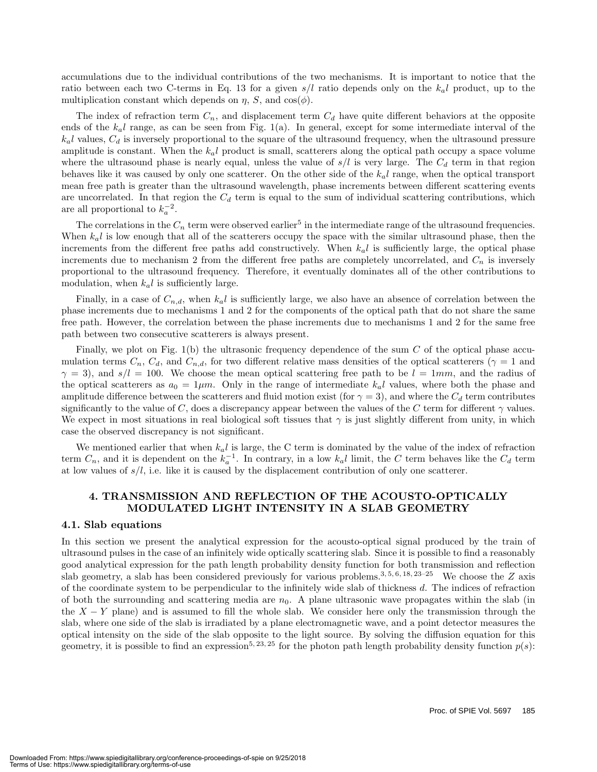accumulations due to the individual contributions of the two mechanisms. It is important to notice that the ratio between each two C-terms in Eq. 13 for a given $s/l$ ratio depends only on the $k_a l$ product, up to the multiplication constant which depends on $\eta$, $S$, and $\cos(\phi)$.

The index of refraction term $C_n$, and displacement term $C_d$ have quite different behaviors at the opposite ends of the $k_a l$ range, as can be seen from Fig. 1(a). In general, except for some intermediate interval of the $k_a l$ values, $C_d$ is inversely proportional to the square of the ultrasound frequency, when the ultrasound pressure amplitude is constant. When the $k_a l$ product is small, scatterers along the optical path occupy a space volume where the ultrasound phase is nearly equal, unless the value of $s/l$ is very large. The $C_d$ term in that region behaves like it was caused by only one scatterer. On the other side of the $k_a l$ range, when the optical transport mean free path is greater than the ultrasound wavelength, phase increments between different scattering events are uncorrelated. In that region the $C_d$ term is equal to the sum of individual scattering contributions, which are all proportional to $k_a^{-2}$.

The correlations in the $C_n$ term were observed earlier[5] in the intermediate range of the ultrasound frequencies. When $k_a l$ is low enough that all of the scatterers occupy the space with the similar ultrasound phase, then the increments from the different free paths add constructively. When $k_a l$ is sufficiently large, the optical phase increments due to mechanism 2 from the different free paths are completely uncorrelated, and $C_n$ is inversely proportional to the ultrasound frequency. Therefore, it eventually dominates all of the other contributions to modulation, when $k_a l$ is sufficiently large.

Finally, in a case of $C_{n,d}$, when $k_a l$ is sufficiently large, we also have an absence of correlation between the phase increments due to mechanisms 1 and 2 for the components of the optical path that do not share the same free path. However, the correlation between the phase increments due to mechanisms 1 and 2 for the same free path between two consecutive scatterers is always present.

Finally, we plot on Fig. 1(b) the ultrasonic frequency dependence of the sum $C$ of the optical phase accumulation terms $C_n$, $C_d$, and $C_{n,d}$, for two different relative mass densities of the optical scatterers ($\gamma = 1$ and $\gamma = 3$), and $s/l = 100$. We choose the mean optical scattering free path to be $l = 1mm$, and the radius of the optical scatterers as $a_0 = 1\mu m$. Only in the range of intermediate $k_a l$ values, where both the phase and amplitude difference between the scatterers and fluid motion exist (for $\gamma = 3$), and where the $C_d$ term contributes significantly to the value of $C$, does a discrepancy appear between the values of the $C$ term for different $\gamma$ values. We expect in most situations in real biological soft tissues that $\gamma$ is just slightly different from unity, in which case the observed discrepancy is not significant.

We mentioned earlier that when $k_a l$ is large, the C term is dominated by the value of the index of refraction term $C_n$, and it is dependent on the $k_a^{-1}$. In contrary, in a low $k_a l$ limit, the $C$ term behaves like the $C_d$ term at low values of $s/l$, i.e. like it is caused by the displacement contribution of only one scatterer.

## 4. TRANSMISSION AND REFLECTION OF THE ACOUSTO-OPTICALLY MODULATED LIGHT INTENSITY IN A SLAB GEOMETRY

### 4.1. Slab equations

In this section we present the analytical expression for the acousto-optical signal produced by the train of ultrasound pulses in the case of an infinitely wide optically scattering slab. Since it is possible to find a reasonably good analytical expression for the path length probability density function for both transmission and reflection slab geometry, a slab has been considered previously for various problems.[3,5,6,18,23–25] We choose the $Z$ axis of the coordinate system to be perpendicular to the infinitely wide slab of thickness $d$. The indices of refraction of both the surrounding and scattering media are $n_0$. A plane ultrasonic wave propagates within the slab (in the $X-Y$ plane) and is assumed to fill the whole slab. We consider here only the transmission through the slab, where one side of the slab is irradiated by a plane electromagnetic wave, and a point detector measures the optical intensity on the side of the slab opposite to the light source. By solving the diffusion equation for this geometry, it is possible to find an expression[5,23,25] for the photon path length probability density function $p(s)$: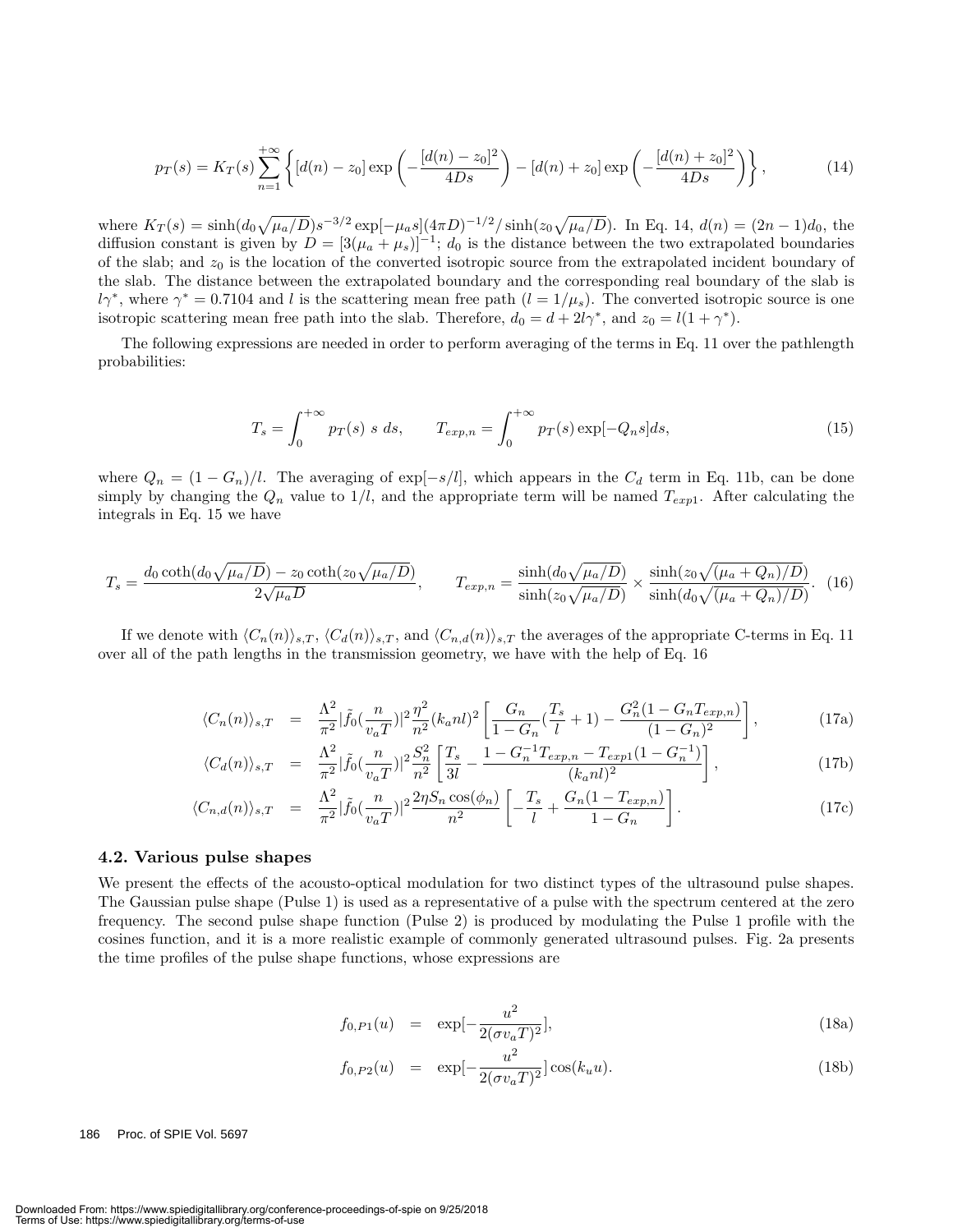$$p_T(s) = K_T(s) \sum_{n=1}^{+\infty} \left\{ [d(n) - z_0] \exp\left( -\frac{[d(n) - z_0]^2}{4Ds} \right) - [d(n) + z_0] \exp\left( -\frac{[d(n) + z_0]^2}{4Ds} \right) \right\}, \tag{14}$$

where $K_T(s) = \sinh(d_0\sqrt{\mu_a/D}) s^{-3/2} \exp[-\mu_a s](4\pi D)^{-1/2} / \sinh(z_0\sqrt{\mu_a/D})$. In Eq. 14, $d(n) = (2n-1)d_0$, the diffusion constant is given by $D = [3(\mu_a + \mu_s)]^{-1}$; $d_0$ is the distance between the two extrapolated boundaries of the slab; and $z_0$ is the location of the converted isotropic source from the extrapolated incident boundary of the slab. The distance between the extrapolated boundary and the corresponding real boundary of the slab is $l\gamma^*$, where $\gamma^* = 0.7104$ and $l$ is the scattering mean free path ($l = 1/\mu_s$). The converted isotropic source is one isotropic scattering mean free path into the slab. Therefore, $d_0 = d + 2l\gamma^*$, and $z_0 = l(1 + \gamma^*)$.

The following expressions are needed in order to perform averaging of the terms in Eq. 11 over the pathlength probabilities:

$$T_s = \int_0^{+\infty} p_T(s)\ s\ ds, \qquad T_{exp,n} = \int_0^{+\infty} p_T(s) \exp[-Q_n s] ds, \tag{15}$$

where $Q_n = (1 - G_n)/l$. The averaging of $\exp[-s/l]$, which appears in the $C_d$ term in Eq. 11b, can be done simply by changing the $Q_n$ value to $1/l$, and the appropriate term will be named $T_{exp1}$. After calculating the integrals in Eq. 15 we have

$$T_s = \frac{d_0 \coth(d_0\sqrt{\mu_a/D}) - z_0 \coth(z_0\sqrt{\mu_a/D})}{2\sqrt{\mu_a D}}, \qquad T_{exp,n} = \frac{\sinh(d_0\sqrt{\mu_a/D})}{\sinh(z_0\sqrt{\mu_a/D})} \times \frac{\sinh(z_0\sqrt{(\mu_a + Q_n)/D})}{\sinh(d_0\sqrt{(\mu_a + Q_n)/D})}. \tag{16}$$

If we denote with $\langle C_n(n)\rangle_{s,T}$, $\langle C_d(n)\rangle_{s,T}$, and $\langle C_{n,d}(n)\rangle_{s,T}$ the averages of the appropriate C-terms in Eq. 11 over all of the path lengths in the transmission geometry, we have with the help of Eq. 16

$$\langle C_n(n)\rangle_{s,T} = \frac{\Lambda^2}{\pi^2} |\tilde{f}_0(\frac{n}{v_a T})|^2 \frac{\eta^2}{n^2} (k_a n l)^2 \left[ \frac{G_n}{1 - G_n} (\frac{T_s}{l} + 1) - \frac{G_n^2(1 - G_n T_{exp,n})}{(1 - G_n)^2} \right], \tag{17a}$$

$$\langle C_d(n)\rangle_{s,T} = \frac{\Lambda^2}{\pi^2} |\tilde{f}_0(\frac{n}{v_a T})|^2 \frac{S_n^2}{n^2} \left[ \frac{T_s}{3l} - \frac{1 - G_n^{-1} T_{exp,n} - T_{exp1}(1 - G_n^{-1})}{(k_a n l)^2} \right], \tag{17b}$$

$$\langle C_{n,d}(n)\rangle_{s,T} = \frac{\Lambda^2}{\pi^2} |\tilde{f}_0(\frac{n}{v_a T})|^2 \frac{2\eta S_n \cos(\phi_n)}{n^2} \left[ -\frac{T_s}{l} + \frac{G_n(1 - T_{exp,n})}{1 - G_n} \right]. \tag{17c}$$

### 4.2. Various pulse shapes

We present the effects of the acousto-optical modulation for two distinct types of the ultrasound pulse shapes. The Gaussian pulse shape (Pulse 1) is used as a representative of a pulse with the spectrum centered at the zero frequency. The second pulse shape function (Pulse 2) is produced by modulating the Pulse 1 profile with the cosines function, and it is a more realistic example of commonly generated ultrasound pulses. Fig. 2a presents the time profiles of the pulse shape functions, whose expressions are

$$f_{0,P1}(u) = \exp[-\frac{u^2}{2(\sigma v_a T)^2}], \tag{18a}$$

$$f_{0,P2}(u) = \exp[-\frac{u^2}{2(\sigma v_a T)^2}] \cos(k_u u). \tag{18b}$$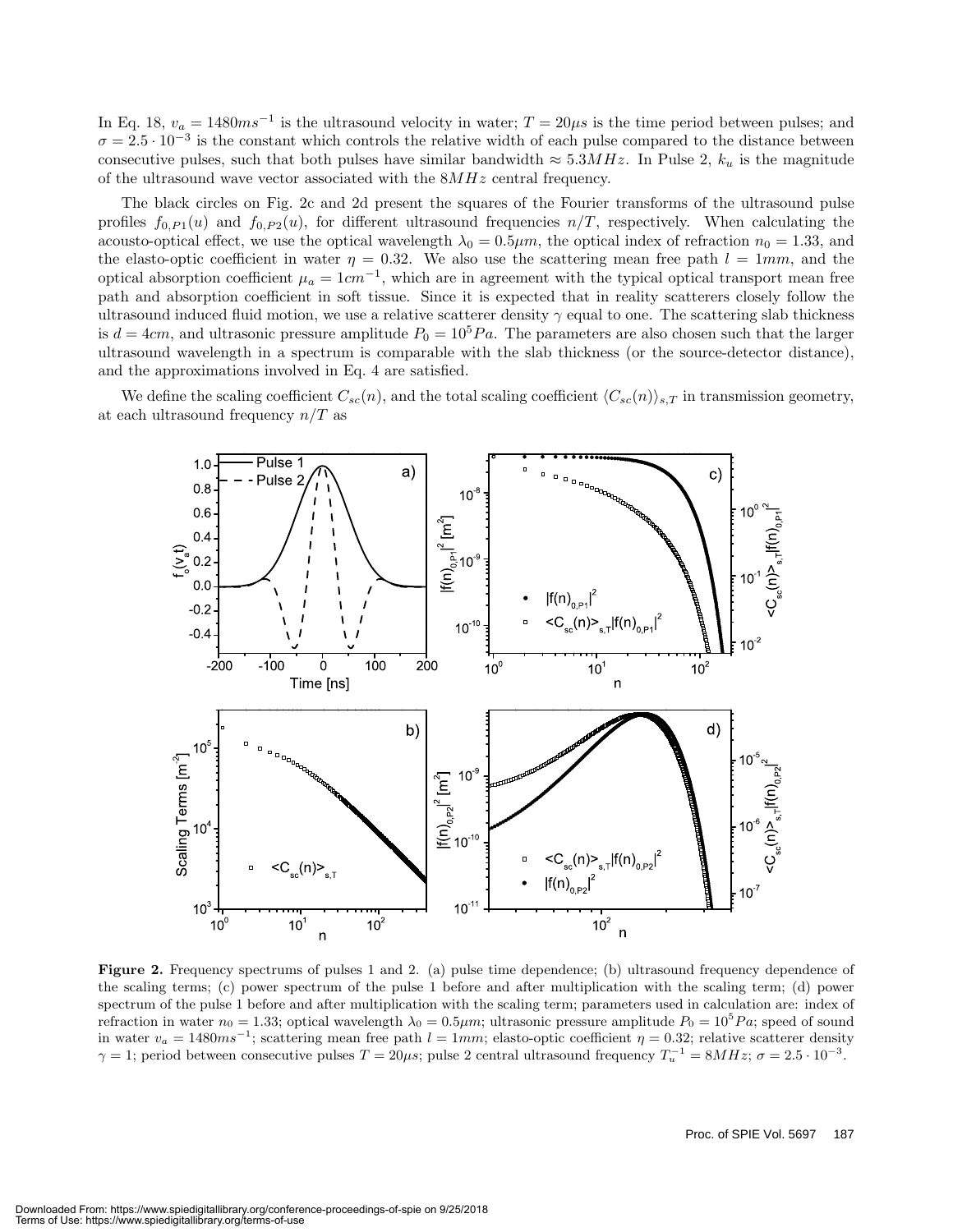In Eq. 18, $v_a = 1480ms^{-1}$ is the ultrasound velocity in water; $T = 20\mu s$ is the time period between pulses; and $\sigma = 2.5 \cdot 10^{-3}$ is the constant which controls the relative width of each pulse compared to the distance between consecutive pulses, such that both pulses have similar bandwidth $\approx 5.3MHz$. In Pulse 2, $k_u$ is the magnitude of the ultrasound wave vector associated with the $8MHz$ central frequency.

The black circles on Fig. 2c and 2d present the squares of the Fourier transforms of the ultrasound pulse profiles $f_{0,P1}(u)$ and $f_{0,P2}(u)$, for different ultrasound frequencies $n/T$, respectively. When calculating the acousto-optical effect, we use the optical wavelength $\lambda_0 = 0.5\mu m$, the optical index of refraction $n_0 = 1.33$, and the elasto-optic coefficient in water $\eta = 0.32$. We also use the scattering mean free path $l = 1mm$, and the optical absorption coefficient $\mu_a = 1cm^{-1}$, which are in agreement with the typical optical transport mean free path and absorption coefficient in soft tissue. Since it is expected that in reality scatterers closely follow the ultrasound induced fluid motion, we use a relative scatterer density $\gamma$ equal to one. The scattering slab thickness is $d = 4cm$, and ultrasonic pressure amplitude $P_0 = 10^5 Pa$. The parameters are also chosen such that the larger ultrasound wavelength in a spectrum is comparable with the slab thickness (or the source-detector distance), and the approximations involved in Eq. 4 are satisfied.

We define the scaling coefficient $C_{sc}(n)$, and the total scaling coefficient $\langle C_{sc}(n)\rangle_{s,T}$ in transmission geometry, at each ultrasound frequency $n/T$ as

**Figure 2.** Frequency spectrums of pulses 1 and 2. (a) pulse time dependence; (b) ultrasound frequency dependence of the scaling terms; (c) power spectrum of the pulse 1 before and after multiplication with the scaling term; (d) power spectrum of the pulse 1 before and after multiplication with the scaling term; parameters used in calculation are: index of refraction in water $n_0 = 1.33$; optical wavelength $\lambda_0 = 0.5\mu m$; ultrasonic pressure amplitude $P_0 = 10^5 Pa$; speed of sound in water $v_a = 1480ms^{-1}$; scattering mean free path $l = 1mm$; elasto-optic coefficient $\eta = 0.32$; relative scatterer density $\gamma = 1$; period between consecutive pulses $T = 20\mu s$; pulse 2 central ultrasound frequency $T_u^{-1} = 8MHz$; $\sigma = 2.5 \cdot 10^{-3}$.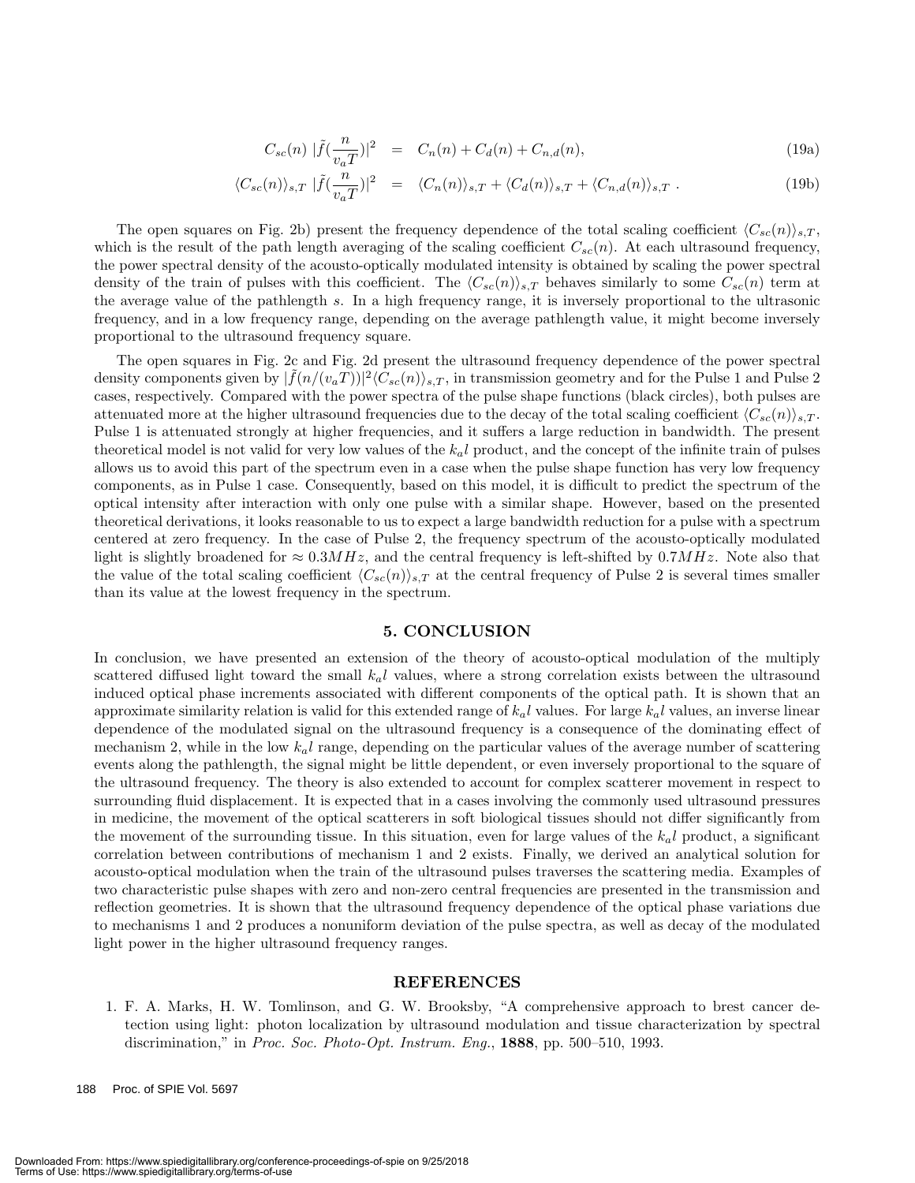$$C_{sc}(n)\ |\tilde{f}(\frac{n}{v_a T})|^2 \;=\; C_n(n) + C_d(n) + C_{n,d}(n), \tag{19a}$$

$$\langle C_{sc}(n)\rangle_{s,T}\ |\tilde{f}(\frac{n}{v_a T})|^2 \;=\; \langle C_n(n)\rangle_{s,T} + \langle C_d(n)\rangle_{s,T} + \langle C_{n,d}(n)\rangle_{s,T}\ . \tag{19b}$$

The open squares on Fig. 2b) present the frequency dependence of the total scaling coefficient $\langle C_{sc}(n)\rangle_{s,T}$, which is the result of the path length averaging of the scaling coefficient $C_{sc}(n)$. At each ultrasound frequency, the power spectral density of the acousto-optically modulated intensity is obtained by scaling the power spectral density of the train of pulses with this coefficient. The $\langle C_{sc}(n)\rangle_{s,T}$ behaves similarly to some $C_{sc}(n)$ term at the average value of the pathlength $s$. In a high frequency range, it is inversely proportional to the ultrasonic frequency, and in a low frequency range, depending on the average pathlength value, it might become inversely proportional to the ultrasound frequency square.

The open squares in Fig. 2c and Fig. 2d present the ultrasound frequency dependence of the power spectral density components given by $|\tilde{f}(n/(v_a T))|^2 \langle C_{sc}(n)\rangle_{s,T}$, in transmission geometry and for the Pulse 1 and Pulse 2 cases, respectively. Compared with the power spectra of the pulse shape functions (black circles), both pulses are attenuated more at the higher ultrasound frequencies due to the decay of the total scaling coefficient $\langle C_{sc}(n)\rangle_{s,T}$. Pulse 1 is attenuated strongly at higher frequencies, and it suffers a large reduction in bandwidth. The present theoretical model is not valid for very low values of the $k_a l$ product, and the concept of the infinite train of pulses allows us to avoid this part of the spectrum even in a case when the pulse shape function has very low frequency components, as in Pulse 1 case. Consequently, based on this model, it is difficult to predict the spectrum of the optical intensity after interaction with only one pulse with a similar shape. However, based on the presented theoretical derivations, it looks reasonable to us to expect a large bandwidth reduction for a pulse with a spectrum centered at zero frequency. In the case of Pulse 2, the frequency spectrum of the acousto-optically modulated light is slightly broadened for $\approx 0.3MHz$, and the central frequency is left-shifted by $0.7MHz$. Note also that the value of the total scaling coefficient $\langle C_{sc}(n)\rangle_{s,T}$ at the central frequency of Pulse 2 is several times smaller than its value at the lowest frequency in the spectrum.

## 5. CONCLUSION

In conclusion, we have presented an extension of the theory of acousto-optical modulation of the multiply scattered diffused light toward the small $k_a l$ values, where a strong correlation exists between the ultrasound induced optical phase increments associated with different components of the optical path. It is shown that an approximate similarity relation is valid for this extended range of $k_a l$ values. For large $k_a l$ values, an inverse linear dependence of the modulated signal on the ultrasound frequency is a consequence of the dominating effect of mechanism 2, while in the low $k_a l$ range, depending on the particular values of the average number of scattering events along the pathlength, the signal might be little dependent, or even inversely proportional to the square of the ultrasound frequency. The theory is also extended to account for complex scatterer movement in respect to surrounding fluid displacement. It is expected that in a cases involving the commonly used ultrasound pressures in medicine, the movement of the optical scatterers in soft biological tissues should not differ significantly from the movement of the surrounding tissue. In this situation, even for large values of the $k_a l$ product, a significant correlation between contributions of mechanism 1 and 2 exists. Finally, we derived an analytical solution for acousto-optical modulation when the train of the ultrasound pulses traverses the scattering media. Examples of two characteristic pulse shapes with zero and non-zero central frequencies are presented in the transmission and reflection geometries. It is shown that the ultrasound frequency dependence of the optical phase variations due to mechanisms 1 and 2 produces a nonuniform deviation of the pulse spectra, as well as decay of the modulated light power in the higher ultrasound frequency ranges.

## REFERENCES

1. F. A. Marks, H. W. Tomlinson, and G. W. Brooksby, "A comprehensive approach to brest cancer detection using light: photon localization by ultrasound modulation and tissue characterization by spectral discrimination," in *Proc. Soc. Photo-Opt. Instrum. Eng.*, **1888**, pp. 500–510, 1993.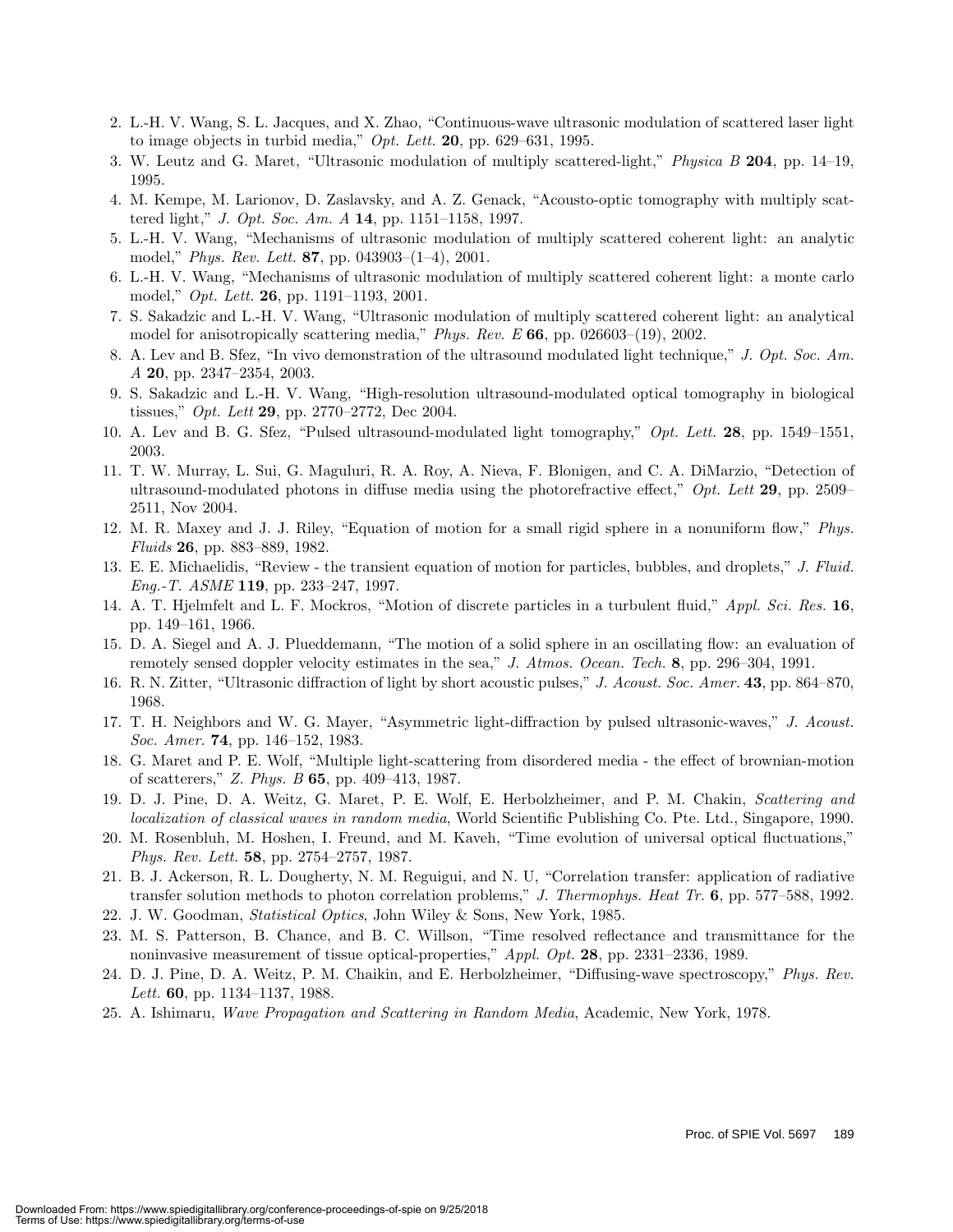2. L.-H. V. Wang, S. L. Jacques, and X. Zhao, "Continuous-wave ultrasonic modulation of scattered laser light to image objects in turbid media," *Opt. Lett.* **20**, pp. 629–631, 1995.
3. W. Leutz and G. Maret, "Ultrasonic modulation of multiply scattered-light," *Physica B* **204**, pp. 14–19, 1995.
4. M. Kempe, M. Larionov, D. Zaslavsky, and A. Z. Genack, "Acousto-optic tomography with multiply scattered light," *J. Opt. Soc. Am. A* **14**, pp. 1151–1158, 1997.
5. L.-H. V. Wang, "Mechanisms of ultrasonic modulation of multiply scattered coherent light: an analytic model," *Phys. Rev. Lett.* **87**, pp. 043903–(1–4), 2001.
6. L.-H. V. Wang, "Mechanisms of ultrasonic modulation of multiply scattered coherent light: a monte carlo model," *Opt. Lett.* **26**, pp. 1191–1193, 2001.
7. S. Sakadzic and L.-H. V. Wang, "Ultrasonic modulation of multiply scattered coherent light: an analytical model for anisotropically scattering media," *Phys. Rev. E* **66**, pp. 026603–(19), 2002.
8. A. Lev and B. Sfez, "In vivo demonstration of the ultrasound modulated light technique," *J. Opt. Soc. Am. A* **20**, pp. 2347–2354, 2003.
9. S. Sakadzic and L.-H. V. Wang, "High-resolution ultrasound-modulated optical tomography in biological tissues," *Opt. Lett* **29**, pp. 2770–2772, Dec 2004.
10. A. Lev and B. G. Sfez, "Pulsed ultrasound-modulated light tomography," *Opt. Lett.* **28**, pp. 1549–1551, 2003.
11. T. W. Murray, L. Sui, G. Maguluri, R. A. Roy, A. Nieva, F. Blonigen, and C. A. DiMarzio, "Detection of ultrasound-modulated photons in diffuse media using the photorefractive effect," *Opt. Lett* **29**, pp. 2509–2511, Nov 2004.
12. M. R. Maxey and J. J. Riley, "Equation of motion for a small rigid sphere in a nonuniform flow," *Phys. Fluids* **26**, pp. 883–889, 1982.
13. E. E. Michaelidis, "Review - the transient equation of motion for particles, bubbles, and droplets," *J. Fluid. Eng.-T. ASME* **119**, pp. 233–247, 1997.
14. A. T. Hjelmfelt and L. F. Mockros, "Motion of discrete particles in a turbulent fluid," *Appl. Sci. Res.* **16**, pp. 149–161, 1966.
15. D. A. Siegel and A. J. Plueddemann, "The motion of a solid sphere in an oscillating flow: an evaluation of remotely sensed doppler velocity estimates in the sea," *J. Atmos. Ocean. Tech.* **8**, pp. 296–304, 1991.
16. R. N. Zitter, "Ultrasonic diffraction of light by short acoustic pulses," *J. Acoust. Soc. Amer.* **43**, pp. 864–870, 1968.
17. T. H. Neighbors and W. G. Mayer, "Asymmetric light-diffraction by pulsed ultrasonic-waves," *J. Acoust. Soc. Amer.* **74**, pp. 146–152, 1983.
18. G. Maret and P. E. Wolf, "Multiple light-scattering from disordered media - the effect of brownian-motion of scatterers," *Z. Phys. B* **65**, pp. 409–413, 1987.
19. D. J. Pine, D. A. Weitz, G. Maret, P. E. Wolf, E. Herbolzheimer, and P. M. Chakin, *Scattering and localization of classical waves in random media*, World Scientific Publishing Co. Pte. Ltd., Singapore, 1990.
20. M. Rosenbluh, M. Hoshen, I. Freund, and M. Kaveh, "Time evolution of universal optical fluctuations," *Phys. Rev. Lett.* **58**, pp. 2754–2757, 1987.
21. B. J. Ackerson, R. L. Dougherty, N. M. Reguigui, and N. U, "Correlation transfer: application of radiative transfer solution methods to photon correlation problems," *J. Thermophys. Heat Tr.* **6**, pp. 577–588, 1992.
22. J. W. Goodman, *Statistical Optics*, John Wiley & Sons, New York, 1985.
23. M. S. Patterson, B. Chance, and B. C. Willson, "Time resolved reflectance and transmittance for the noninvasive measurement of tissue optical-properties," *Appl. Opt.* **28**, pp. 2331–2336, 1989.
24. D. J. Pine, D. A. Weitz, P. M. Chaikin, and E. Herbolzheimer, "Diffusing-wave spectroscopy," *Phys. Rev. Lett.* **60**, pp. 1134–1137, 1988.
25. A. Ishimaru, *Wave Propagation and Scattering in Random Media*, Academic, New York, 1978.